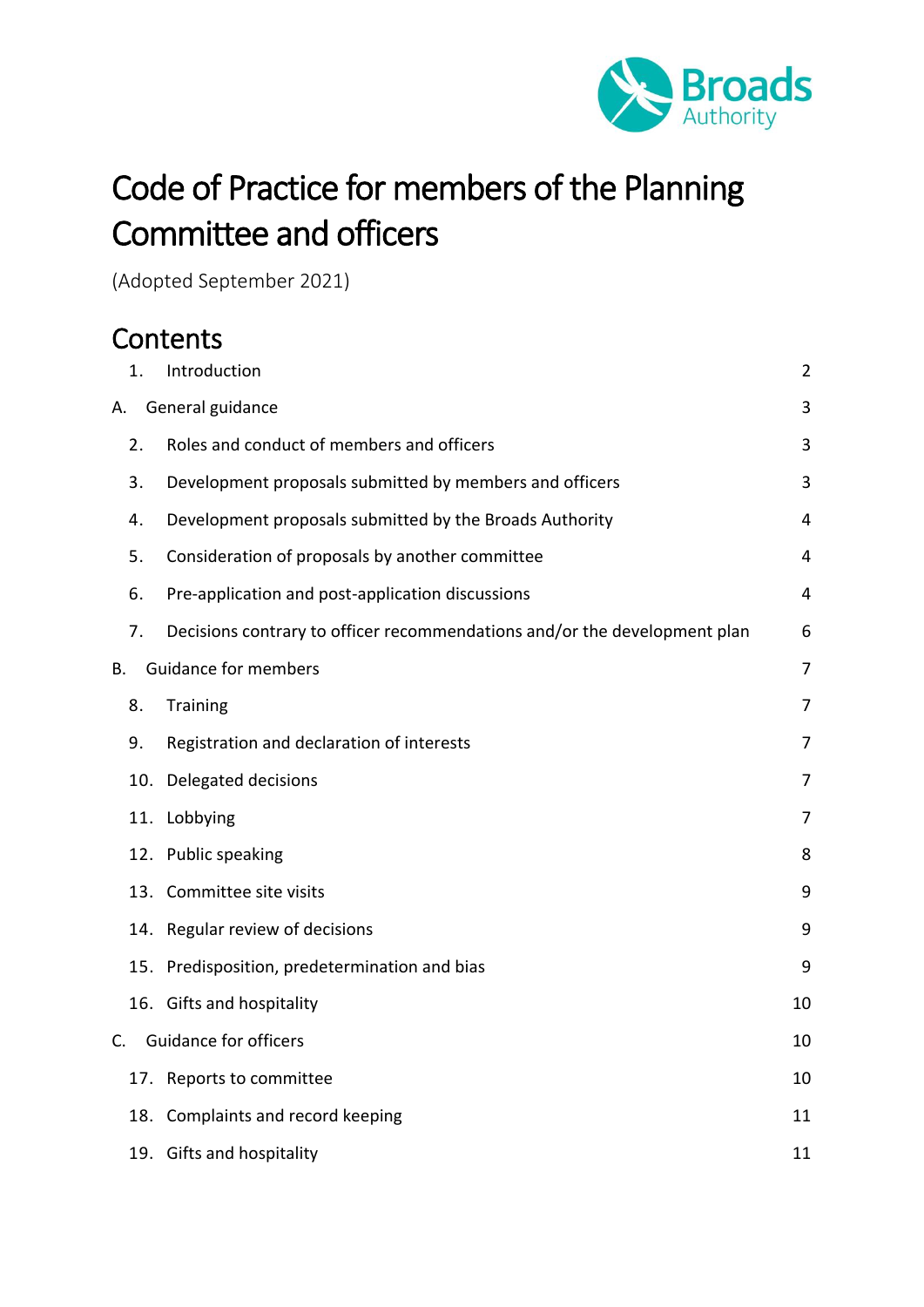Broads Authority

# Code of Practice for members of the Planning Committee and officers

(Adopted September 2021)

## Contents

| | | |
|---|---|---|
| 1. | Introduction | 2 |
| A. | General guidance | 3 |
| 2. | Roles and conduct of members and officers | 3 |
| 3. | Development proposals submitted by members and officers | 3 |
| 4. | Development proposals submitted by the Broads Authority | 4 |
| 5. | Consideration of proposals by another committee | 4 |
| 6. | Pre-application and post-application discussions | 4 |
| 7. | Decisions contrary to officer recommendations and/or the development plan | 6 |
| B. | Guidance for members | 7 |
| 8. | Training | 7 |
| 9. | Registration and declaration of interests | 7 |
| 10. | Delegated decisions | 7 |
| 11. | Lobbying | 7 |
| 12. | Public speaking | 8 |
| 13. | Committee site visits | 9 |
| 14. | Regular review of decisions | 9 |
| 15. | Predisposition, predetermination and bias | 9 |
| 16. | Gifts and hospitality | 10 |
| C. | Guidance for officers | 10 |
| 17. | Reports to committee | 10 |
| 18. | Complaints and record keeping | 11 |
| 19. | Gifts and hospitality | 11 |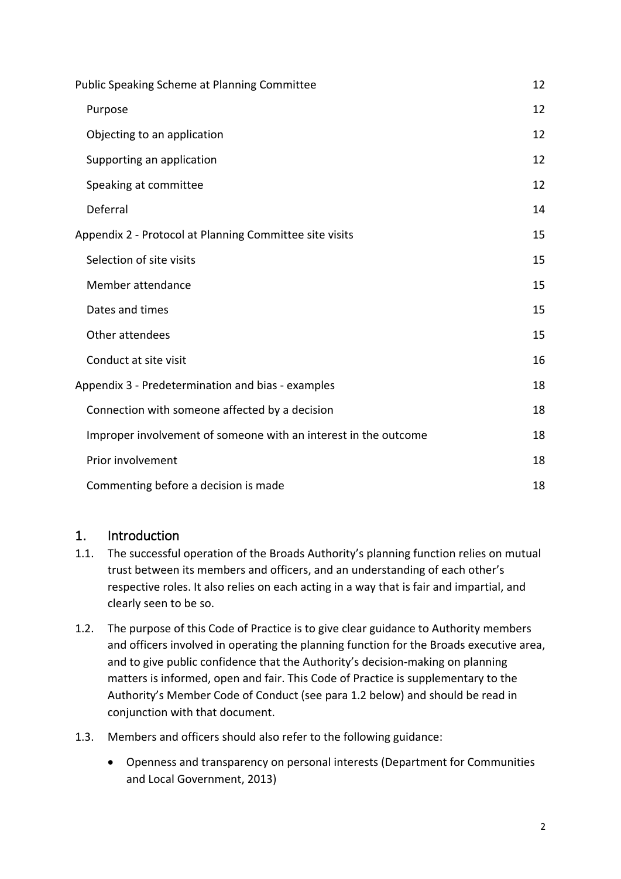| | |
|---|---|
| Public Speaking Scheme at Planning Committee | 12 |
| Purpose | 12 |
| Objecting to an application | 12 |
| Supporting an application | 12 |
| Speaking at committee | 12 |
| Deferral | 14 |
| Appendix 2 - Protocol at Planning Committee site visits | 15 |
| Selection of site visits | 15 |
| Member attendance | 15 |
| Dates and times | 15 |
| Other attendees | 15 |
| Conduct at site visit | 16 |
| Appendix 3 - Predetermination and bias - examples | 18 |
| Connection with someone affected by a decision | 18 |
| Improper involvement of someone with an interest in the outcome | 18 |
| Prior involvement | 18 |
| Commenting before a decision is made | 18 |

## 1. Introduction

1.1. The successful operation of the Broads Authority's planning function relies on mutual trust between its members and officers, and an understanding of each other's respective roles. It also relies on each acting in a way that is fair and impartial, and clearly seen to be so.

1.2. The purpose of this Code of Practice is to give clear guidance to Authority members and officers involved in operating the planning function for the Broads executive area, and to give public confidence that the Authority's decision-making on planning matters is informed, open and fair. This Code of Practice is supplementary to the Authority's Member Code of Conduct (see para 1.2 below) and should be read in conjunction with that document.

1.3. Members and officers should also refer to the following guidance:

- Openness and transparency on personal interests (Department for Communities and Local Government, 2013)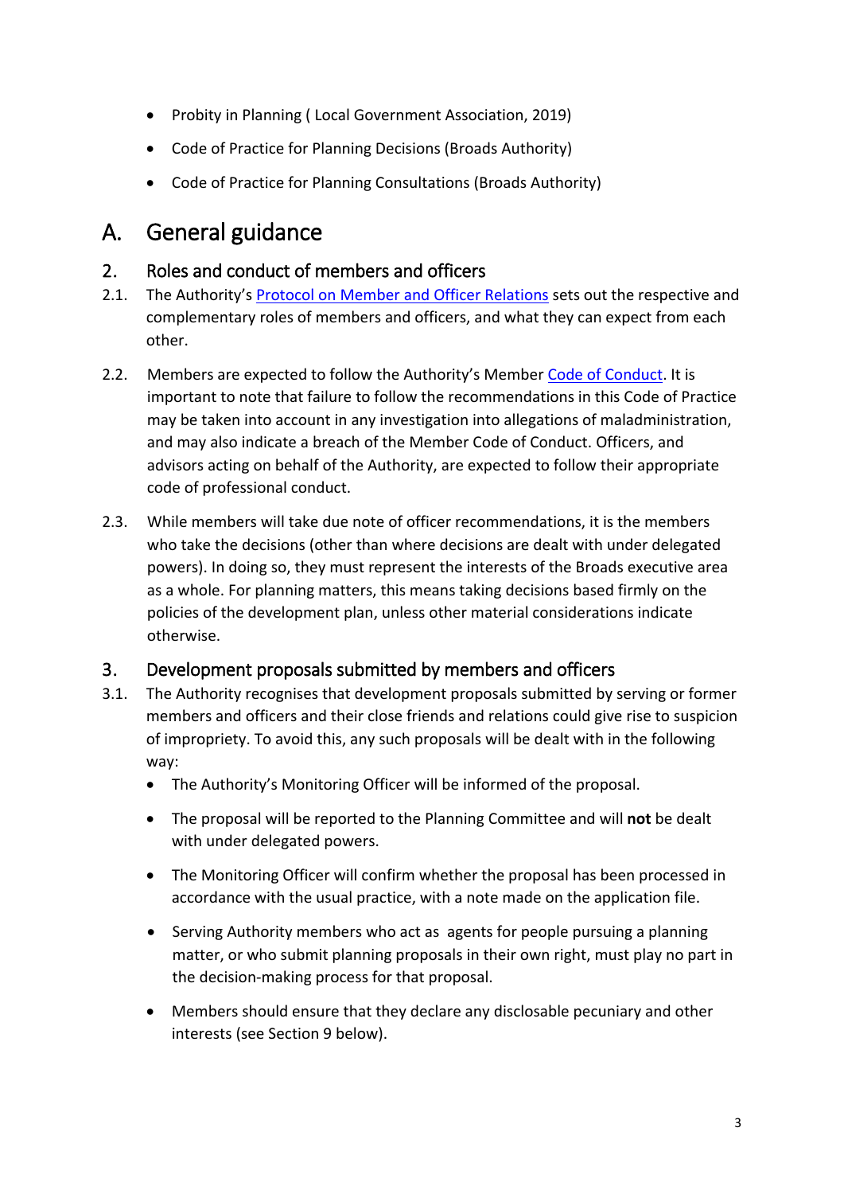- Probity in Planning ( Local Government Association, 2019)
- Code of Practice for Planning Decisions (Broads Authority)
- Code of Practice for Planning Consultations (Broads Authority)

# A. General guidance

## 2. Roles and conduct of members and officers

2.1. The Authority's [Protocol on Member and Officer Relations]() sets out the respective and complementary roles of members and officers, and what they can expect from each other.

2.2. Members are expected to follow the Authority's Member [Code of Conduct](). It is important to note that failure to follow the recommendations in this Code of Practice may be taken into account in any investigation into allegations of maladministration, and may also indicate a breach of the Member Code of Conduct. Officers, and advisors acting on behalf of the Authority, are expected to follow their appropriate code of professional conduct.

2.3. While members will take due note of officer recommendations, it is the members who take the decisions (other than where decisions are dealt with under delegated powers). In doing so, they must represent the interests of the Broads executive area as a whole. For planning matters, this means taking decisions based firmly on the policies of the development plan, unless other material considerations indicate otherwise.

## 3. Development proposals submitted by members and officers

3.1. The Authority recognises that development proposals submitted by serving or former members and officers and their close friends and relations could give rise to suspicion of impropriety. To avoid this, any such proposals will be dealt with in the following way:

- The Authority's Monitoring Officer will be informed of the proposal.
- The proposal will be reported to the Planning Committee and will **not** be dealt with under delegated powers.
- The Monitoring Officer will confirm whether the proposal has been processed in accordance with the usual practice, with a note made on the application file.
- Serving Authority members who act as agents for people pursuing a planning matter, or who submit planning proposals in their own right, must play no part in the decision-making process for that proposal.
- Members should ensure that they declare any disclosable pecuniary and other interests (see Section 9 below).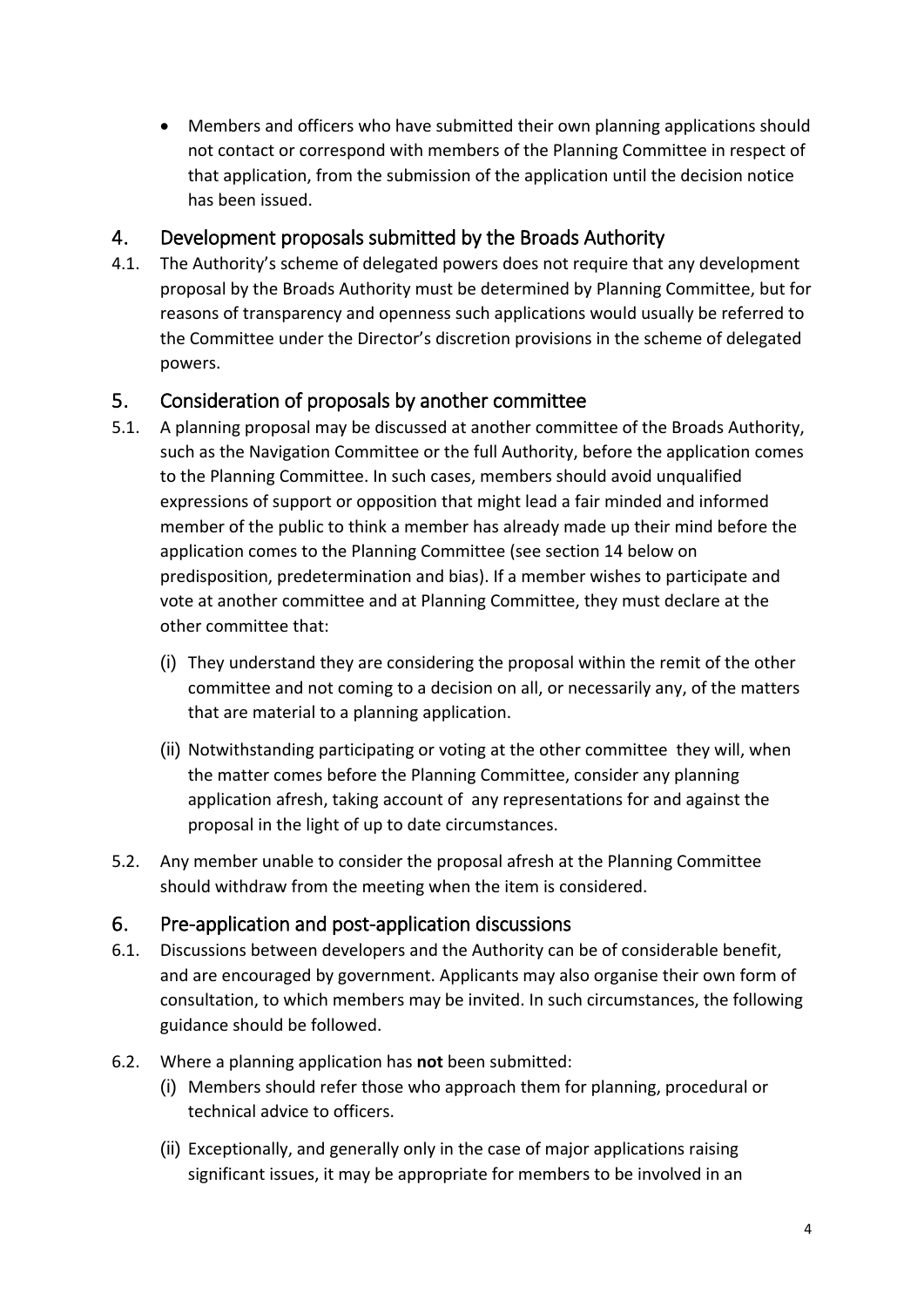- Members and officers who have submitted their own planning applications should not contact or correspond with members of the Planning Committee in respect of that application, from the submission of the application until the decision notice has been issued.

## 4. Development proposals submitted by the Broads Authority

4.1. The Authority's scheme of delegated powers does not require that any development proposal by the Broads Authority must be determined by Planning Committee, but for reasons of transparency and openness such applications would usually be referred to the Committee under the Director's discretion provisions in the scheme of delegated powers.

## 5. Consideration of proposals by another committee

5.1. A planning proposal may be discussed at another committee of the Broads Authority, such as the Navigation Committee or the full Authority, before the application comes to the Planning Committee. In such cases, members should avoid unqualified expressions of support or opposition that might lead a fair minded and informed member of the public to think a member has already made up their mind before the application comes to the Planning Committee (see section 14 below on predisposition, predetermination and bias). If a member wishes to participate and vote at another committee and at Planning Committee, they must declare at the other committee that:

(i) They understand they are considering the proposal within the remit of the other committee and not coming to a decision on all, or necessarily any, of the matters that are material to a planning application.

(ii) Notwithstanding participating or voting at the other committee they will, when the matter comes before the Planning Committee, consider any planning application afresh, taking account of any representations for and against the proposal in the light of up to date circumstances.

5.2. Any member unable to consider the proposal afresh at the Planning Committee should withdraw from the meeting when the item is considered.

## 6. Pre-application and post-application discussions

6.1. Discussions between developers and the Authority can be of considerable benefit, and are encouraged by government. Applicants may also organise their own form of consultation, to which members may be invited. In such circumstances, the following guidance should be followed.

6.2. Where a planning application has **not** been submitted:

(i) Members should refer those who approach them for planning, procedural or technical advice to officers.

(ii) Exceptionally, and generally only in the case of major applications raising significant issues, it may be appropriate for members to be involved in an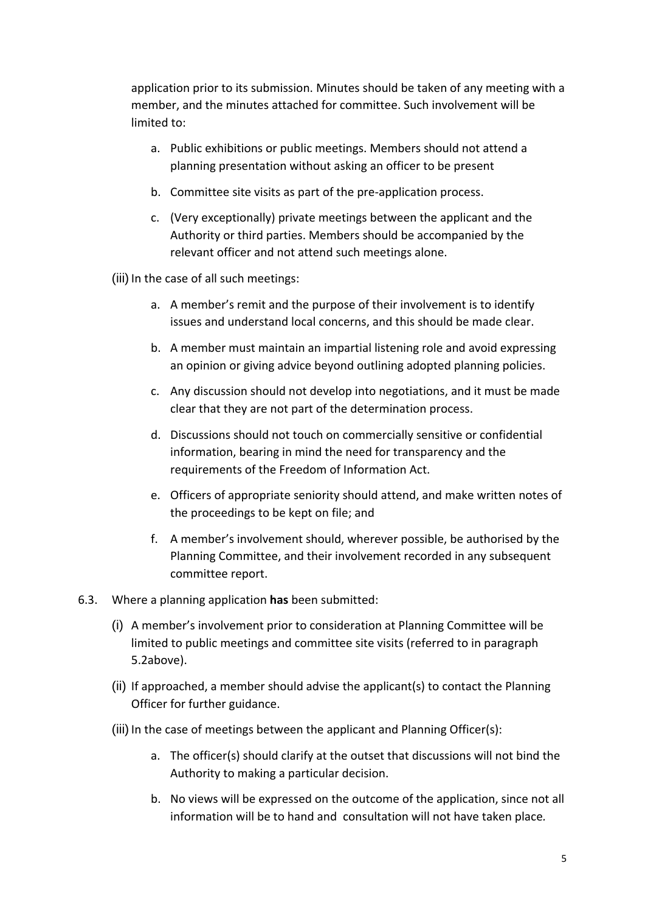application prior to its submission. Minutes should be taken of any meeting with a member, and the minutes attached for committee. Such involvement will be limited to:

a. Public exhibitions or public meetings. Members should not attend a planning presentation without asking an officer to be present

b. Committee site visits as part of the pre-application process.

c. (Very exceptionally) private meetings between the applicant and the Authority or third parties. Members should be accompanied by the relevant officer and not attend such meetings alone.

(iii) In the case of all such meetings:

a. A member's remit and the purpose of their involvement is to identify issues and understand local concerns, and this should be made clear.

b. A member must maintain an impartial listening role and avoid expressing an opinion or giving advice beyond outlining adopted planning policies.

c. Any discussion should not develop into negotiations, and it must be made clear that they are not part of the determination process.

d. Discussions should not touch on commercially sensitive or confidential information, bearing in mind the need for transparency and the requirements of the Freedom of Information Act.

e. Officers of appropriate seniority should attend, and make written notes of the proceedings to be kept on file; and

f. A member's involvement should, wherever possible, be authorised by the Planning Committee, and their involvement recorded in any subsequent committee report.

6.3. Where a planning application **has** been submitted:

(i) A member's involvement prior to consideration at Planning Committee will be limited to public meetings and committee site visits (referred to in paragraph 5.2above).

(ii) If approached, a member should advise the applicant(s) to contact the Planning Officer for further guidance.

(iii) In the case of meetings between the applicant and Planning Officer(s):

a. The officer(s) should clarify at the outset that discussions will not bind the Authority to making a particular decision.

b. No views will be expressed on the outcome of the application, since not all information will be to hand and consultation will not have taken place.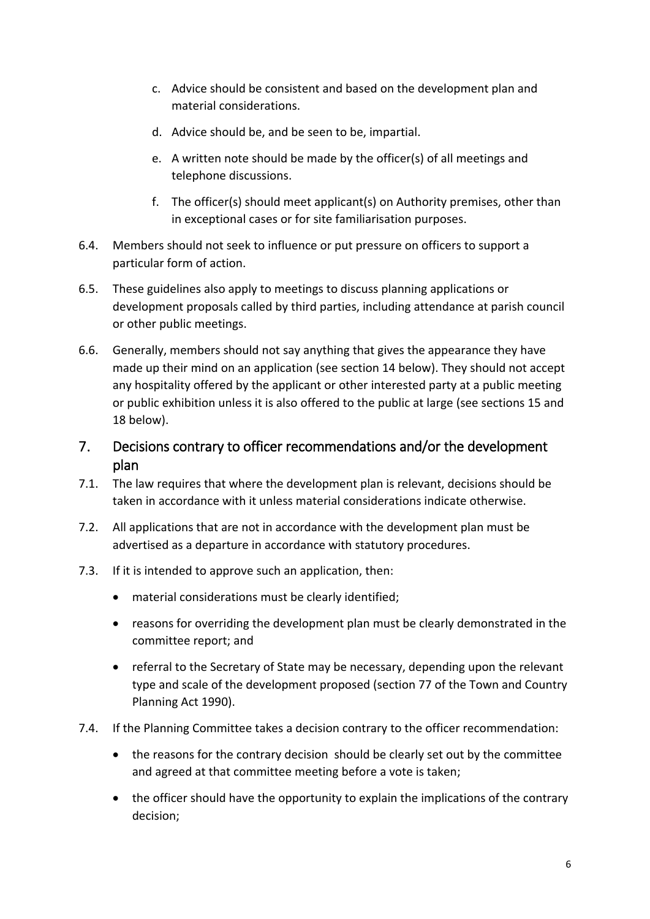c. Advice should be consistent and based on the development plan and material considerations.

d. Advice should be, and be seen to be, impartial.

e. A written note should be made by the officer(s) of all meetings and telephone discussions.

f. The officer(s) should meet applicant(s) on Authority premises, other than in exceptional cases or for site familiarisation purposes.

6.4. Members should not seek to influence or put pressure on officers to support a particular form of action.

6.5. These guidelines also apply to meetings to discuss planning applications or development proposals called by third parties, including attendance at parish council or other public meetings.

6.6. Generally, members should not say anything that gives the appearance they have made up their mind on an application (see section 14 below). They should not accept any hospitality offered by the applicant or other interested party at a public meeting or public exhibition unless it is also offered to the public at large (see sections 15 and 18 below).

## 7. Decisions contrary to officer recommendations and/or the development plan

7.1. The law requires that where the development plan is relevant, decisions should be taken in accordance with it unless material considerations indicate otherwise.

7.2. All applications that are not in accordance with the development plan must be advertised as a departure in accordance with statutory procedures.

7.3. If it is intended to approve such an application, then:

- material considerations must be clearly identified;
- reasons for overriding the development plan must be clearly demonstrated in the committee report; and
- referral to the Secretary of State may be necessary, depending upon the relevant type and scale of the development proposed (section 77 of the Town and Country Planning Act 1990).

7.4. If the Planning Committee takes a decision contrary to the officer recommendation:

- the reasons for the contrary decision should be clearly set out by the committee and agreed at that committee meeting before a vote is taken;
- the officer should have the opportunity to explain the implications of the contrary decision;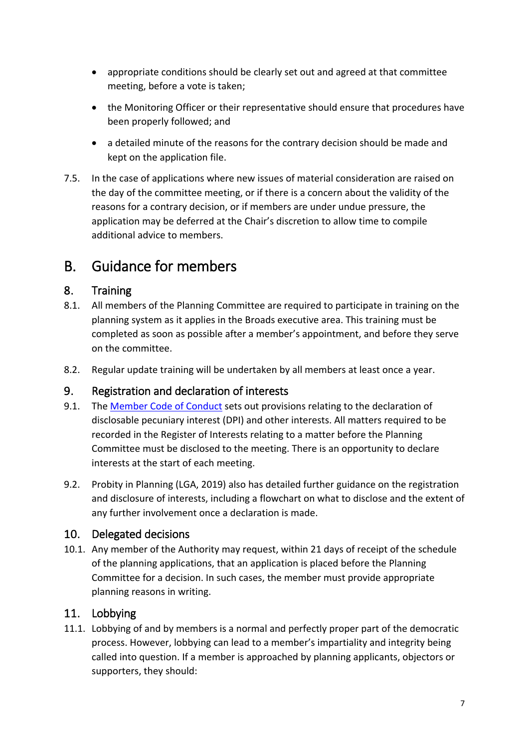- appropriate conditions should be clearly set out and agreed at that committee meeting, before a vote is taken;
- the Monitoring Officer or their representative should ensure that procedures have been properly followed; and
- a detailed minute of the reasons for the contrary decision should be made and kept on the application file.

7.5. In the case of applications where new issues of material consideration are raised on the day of the committee meeting, or if there is a concern about the validity of the reasons for a contrary decision, or if members are under undue pressure, the application may be deferred at the Chair's discretion to allow time to compile additional advice to members.

# B. Guidance for members

## 8. Training

8.1. All members of the Planning Committee are required to participate in training on the planning system as it applies in the Broads executive area. This training must be completed as soon as possible after a member's appointment, and before they serve on the committee.

8.2. Regular update training will be undertaken by all members at least once a year.

## 9. Registration and declaration of interests

9.1. The Member Code of Conduct sets out provisions relating to the declaration of disclosable pecuniary interest (DPI) and other interests. All matters required to be recorded in the Register of Interests relating to a matter before the Planning Committee must be disclosed to the meeting. There is an opportunity to declare interests at the start of each meeting.

9.2. Probity in Planning (LGA, 2019) also has detailed further guidance on the registration and disclosure of interests, including a flowchart on what to disclose and the extent of any further involvement once a declaration is made.

## 10. Delegated decisions

10.1. Any member of the Authority may request, within 21 days of receipt of the schedule of the planning applications, that an application is placed before the Planning Committee for a decision. In such cases, the member must provide appropriate planning reasons in writing.

## 11. Lobbying

11.1. Lobbying of and by members is a normal and perfectly proper part of the democratic process. However, lobbying can lead to a member's impartiality and integrity being called into question. If a member is approached by planning applicants, objectors or supporters, they should: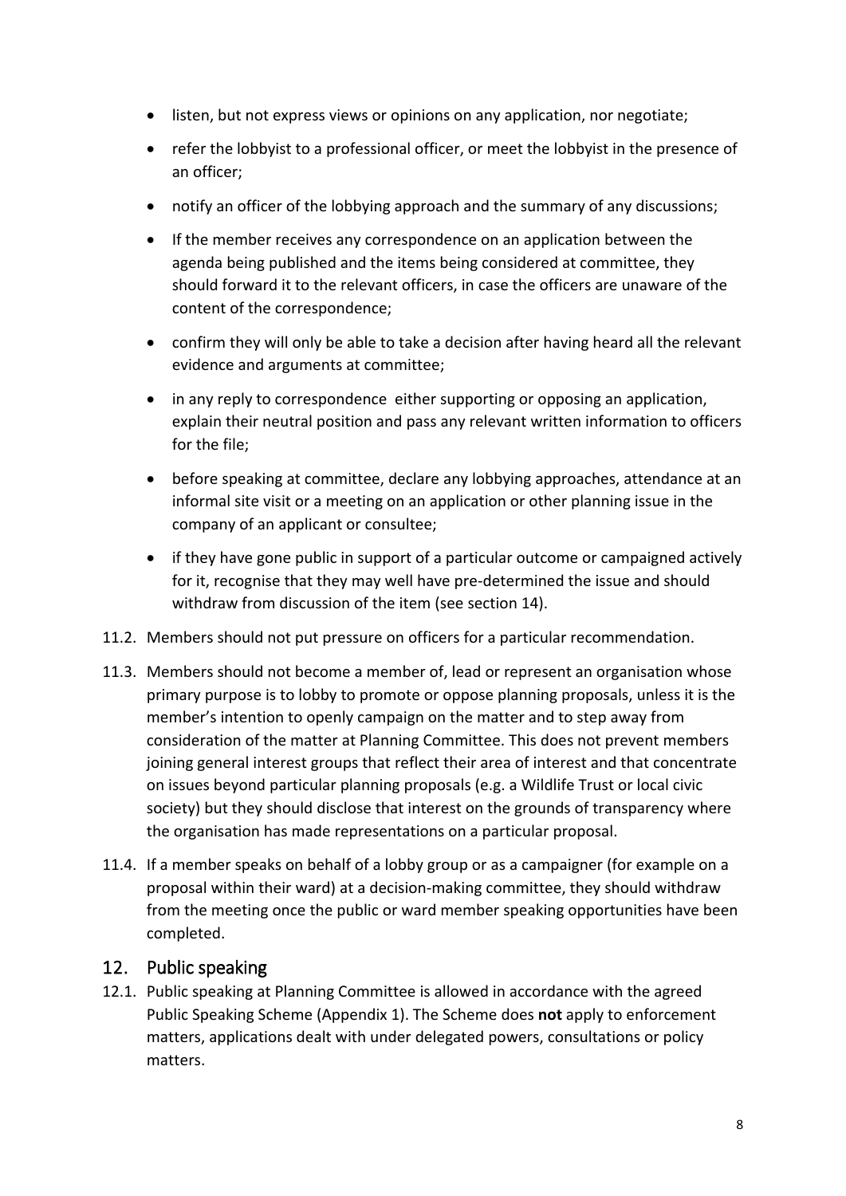- listen, but not express views or opinions on any application, nor negotiate;
- refer the lobbyist to a professional officer, or meet the lobbyist in the presence of an officer;
- notify an officer of the lobbying approach and the summary of any discussions;
- If the member receives any correspondence on an application between the agenda being published and the items being considered at committee, they should forward it to the relevant officers, in case the officers are unaware of the content of the correspondence;
- confirm they will only be able to take a decision after having heard all the relevant evidence and arguments at committee;
- in any reply to correspondence either supporting or opposing an application, explain their neutral position and pass any relevant written information to officers for the file;
- before speaking at committee, declare any lobbying approaches, attendance at an informal site visit or a meeting on an application or other planning issue in the company of an applicant or consultee;
- if they have gone public in support of a particular outcome or campaigned actively for it, recognise that they may well have pre-determined the issue and should withdraw from discussion of the item (see section 14).

11.2. Members should not put pressure on officers for a particular recommendation.

11.3. Members should not become a member of, lead or represent an organisation whose primary purpose is to lobby to promote or oppose planning proposals, unless it is the member's intention to openly campaign on the matter and to step away from consideration of the matter at Planning Committee. This does not prevent members joining general interest groups that reflect their area of interest and that concentrate on issues beyond particular planning proposals (e.g. a Wildlife Trust or local civic society) but they should disclose that interest on the grounds of transparency where the organisation has made representations on a particular proposal.

11.4. If a member speaks on behalf of a lobby group or as a campaigner (for example on a proposal within their ward) at a decision-making committee, they should withdraw from the meeting once the public or ward member speaking opportunities have been completed.

## 12. Public speaking

12.1. Public speaking at Planning Committee is allowed in accordance with the agreed Public Speaking Scheme (Appendix 1). The Scheme does **not** apply to enforcement matters, applications dealt with under delegated powers, consultations or policy matters.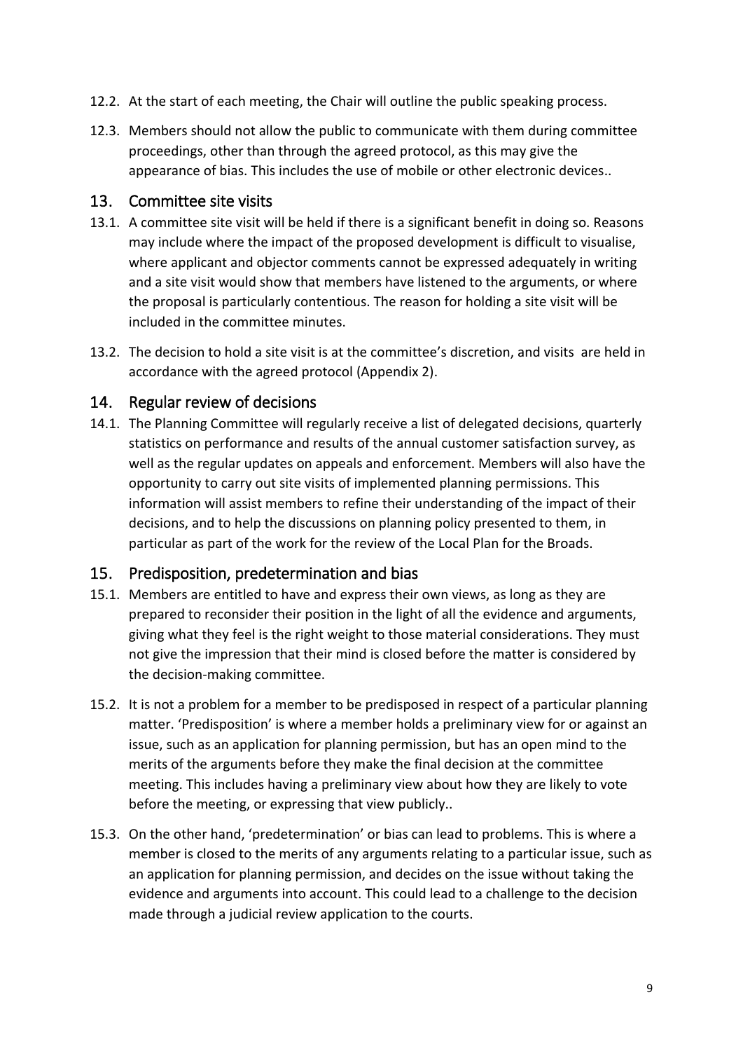12.2. At the start of each meeting, the Chair will outline the public speaking process.

12.3. Members should not allow the public to communicate with them during committee proceedings, other than through the agreed protocol, as this may give the appearance of bias. This includes the use of mobile or other electronic devices..

## 13. Committee site visits

13.1. A committee site visit will be held if there is a significant benefit in doing so. Reasons may include where the impact of the proposed development is difficult to visualise, where applicant and objector comments cannot be expressed adequately in writing and a site visit would show that members have listened to the arguments, or where the proposal is particularly contentious. The reason for holding a site visit will be included in the committee minutes.

13.2. The decision to hold a site visit is at the committee's discretion, and visits are held in accordance with the agreed protocol (Appendix 2).

## 14. Regular review of decisions

14.1. The Planning Committee will regularly receive a list of delegated decisions, quarterly statistics on performance and results of the annual customer satisfaction survey, as well as the regular updates on appeals and enforcement. Members will also have the opportunity to carry out site visits of implemented planning permissions. This information will assist members to refine their understanding of the impact of their decisions, and to help the discussions on planning policy presented to them, in particular as part of the work for the review of the Local Plan for the Broads.

## 15. Predisposition, predetermination and bias

15.1. Members are entitled to have and express their own views, as long as they are prepared to reconsider their position in the light of all the evidence and arguments, giving what they feel is the right weight to those material considerations. They must not give the impression that their mind is closed before the matter is considered by the decision-making committee.

15.2. It is not a problem for a member to be predisposed in respect of a particular planning matter. 'Predisposition' is where a member holds a preliminary view for or against an issue, such as an application for planning permission, but has an open mind to the merits of the arguments before they make the final decision at the committee meeting. This includes having a preliminary view about how they are likely to vote before the meeting, or expressing that view publicly..

15.3. On the other hand, 'predetermination' or bias can lead to problems. This is where a member is closed to the merits of any arguments relating to a particular issue, such as an application for planning permission, and decides on the issue without taking the evidence and arguments into account. This could lead to a challenge to the decision made through a judicial review application to the courts.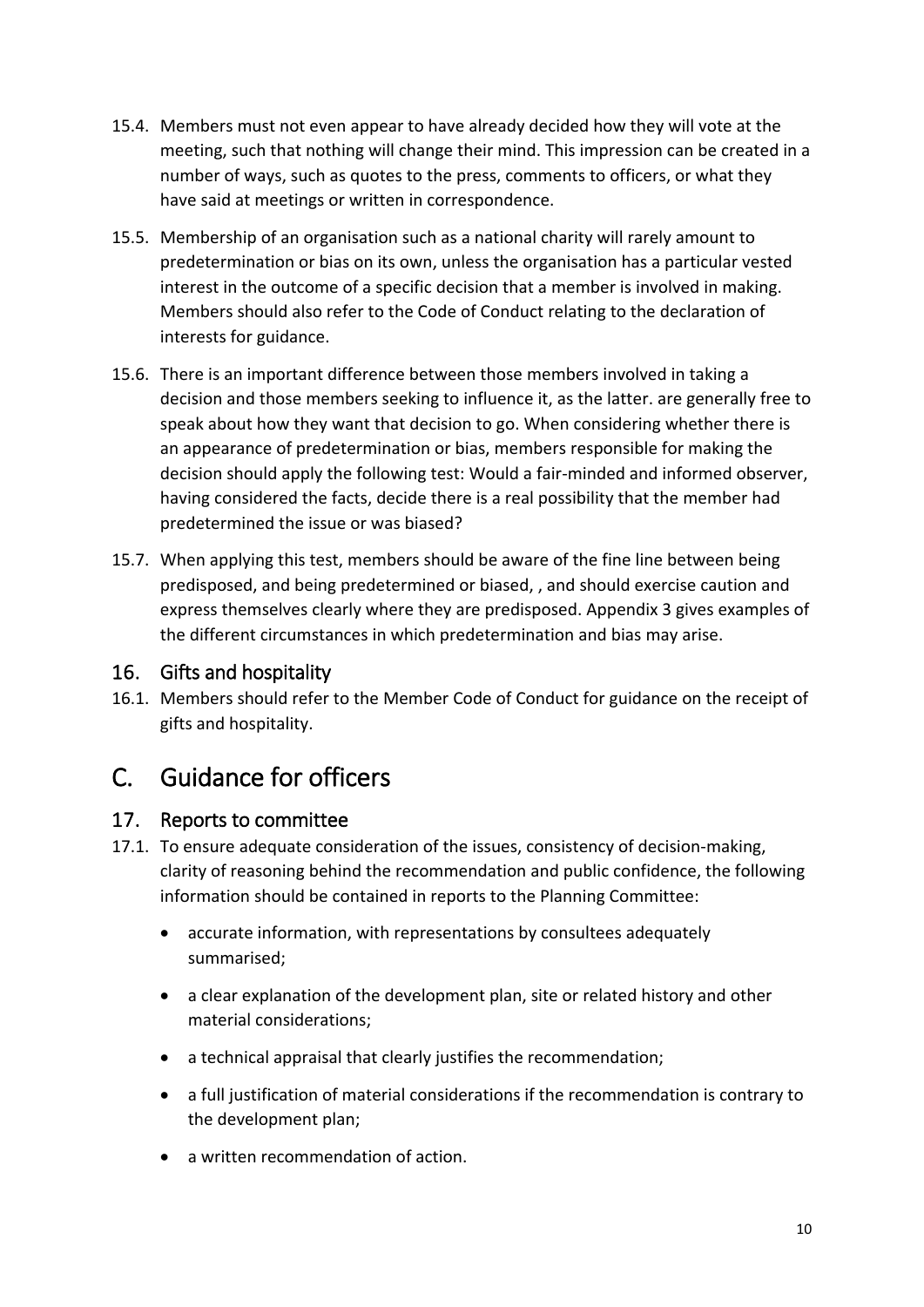15.4. Members must not even appear to have already decided how they will vote at the meeting, such that nothing will change their mind. This impression can be created in a number of ways, such as quotes to the press, comments to officers, or what they have said at meetings or written in correspondence.

15.5. Membership of an organisation such as a national charity will rarely amount to predetermination or bias on its own, unless the organisation has a particular vested interest in the outcome of a specific decision that a member is involved in making. Members should also refer to the Code of Conduct relating to the declaration of interests for guidance.

15.6. There is an important difference between those members involved in taking a decision and those members seeking to influence it, as the latter. are generally free to speak about how they want that decision to go. When considering whether there is an appearance of predetermination or bias, members responsible for making the decision should apply the following test: Would a fair-minded and informed observer, having considered the facts, decide there is a real possibility that the member had predetermined the issue or was biased?

15.7. When applying this test, members should be aware of the fine line between being predisposed, and being predetermined or biased, , and should exercise caution and express themselves clearly where they are predisposed. Appendix 3 gives examples of the different circumstances in which predetermination and bias may arise.

### 16. Gifts and hospitality

16.1. Members should refer to the Member Code of Conduct for guidance on the receipt of gifts and hospitality.

## C. Guidance for officers

### 17. Reports to committee

17.1. To ensure adequate consideration of the issues, consistency of decision-making, clarity of reasoning behind the recommendation and public confidence, the following information should be contained in reports to the Planning Committee:

- accurate information, with representations by consultees adequately summarised;
- a clear explanation of the development plan, site or related history and other material considerations;
- a technical appraisal that clearly justifies the recommendation;
- a full justification of material considerations if the recommendation is contrary to the development plan;
- a written recommendation of action.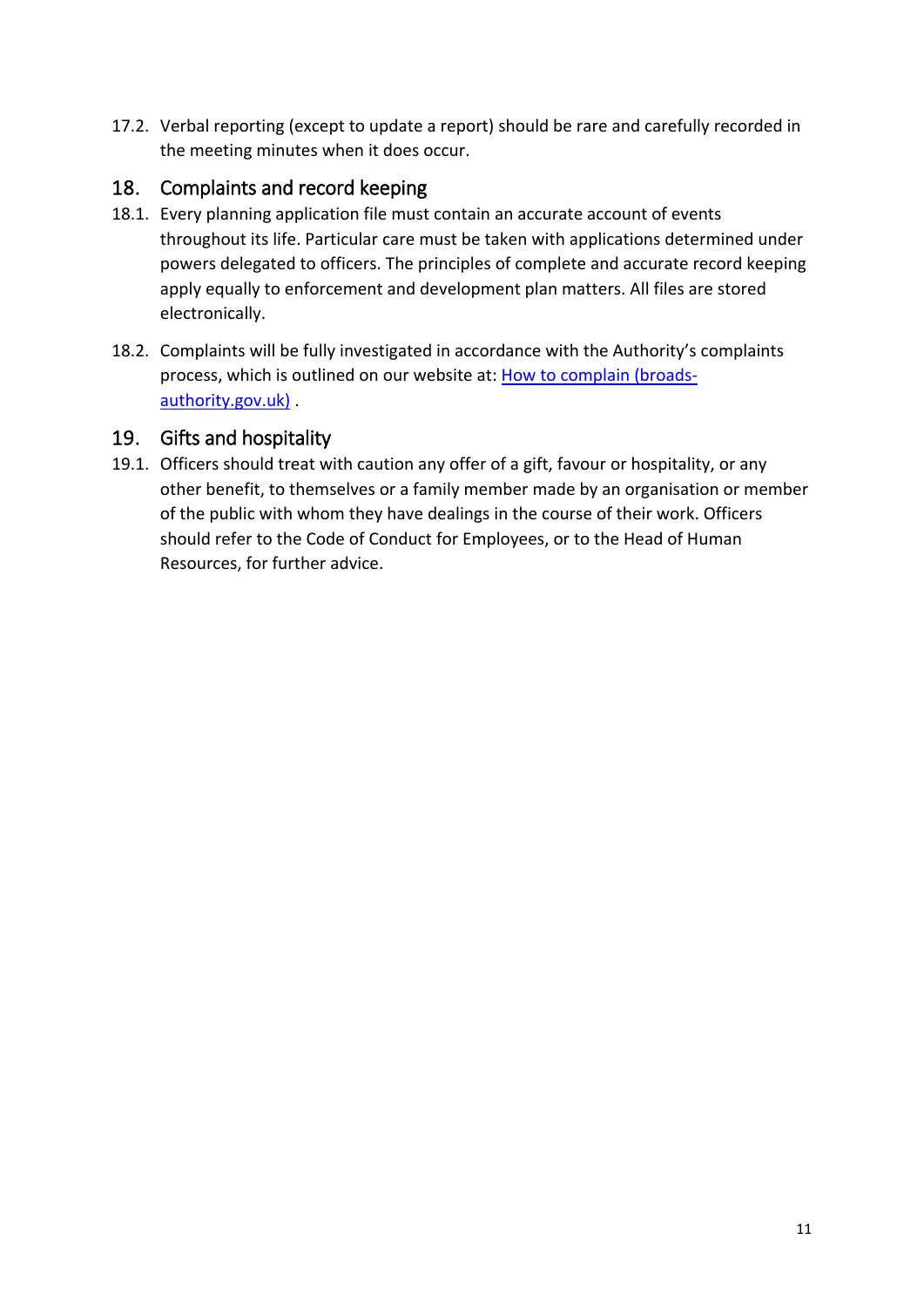17.2. Verbal reporting (except to update a report) should be rare and carefully recorded in the meeting minutes when it does occur.

## 18. Complaints and record keeping

18.1. Every planning application file must contain an accurate account of events throughout its life. Particular care must be taken with applications determined under powers delegated to officers. The principles of complete and accurate record keeping apply equally to enforcement and development plan matters. All files are stored electronically.

18.2. Complaints will be fully investigated in accordance with the Authority's complaints process, which is outlined on our website at: [How to complain (broads-authority.gov.uk)](https://www.broads-authority.gov.uk) .

## 19. Gifts and hospitality

19.1. Officers should treat with caution any offer of a gift, favour or hospitality, or any other benefit, to themselves or a family member made by an organisation or member of the public with whom they have dealings in the course of their work. Officers should refer to the Code of Conduct for Employees, or to the Head of Human Resources, for further advice.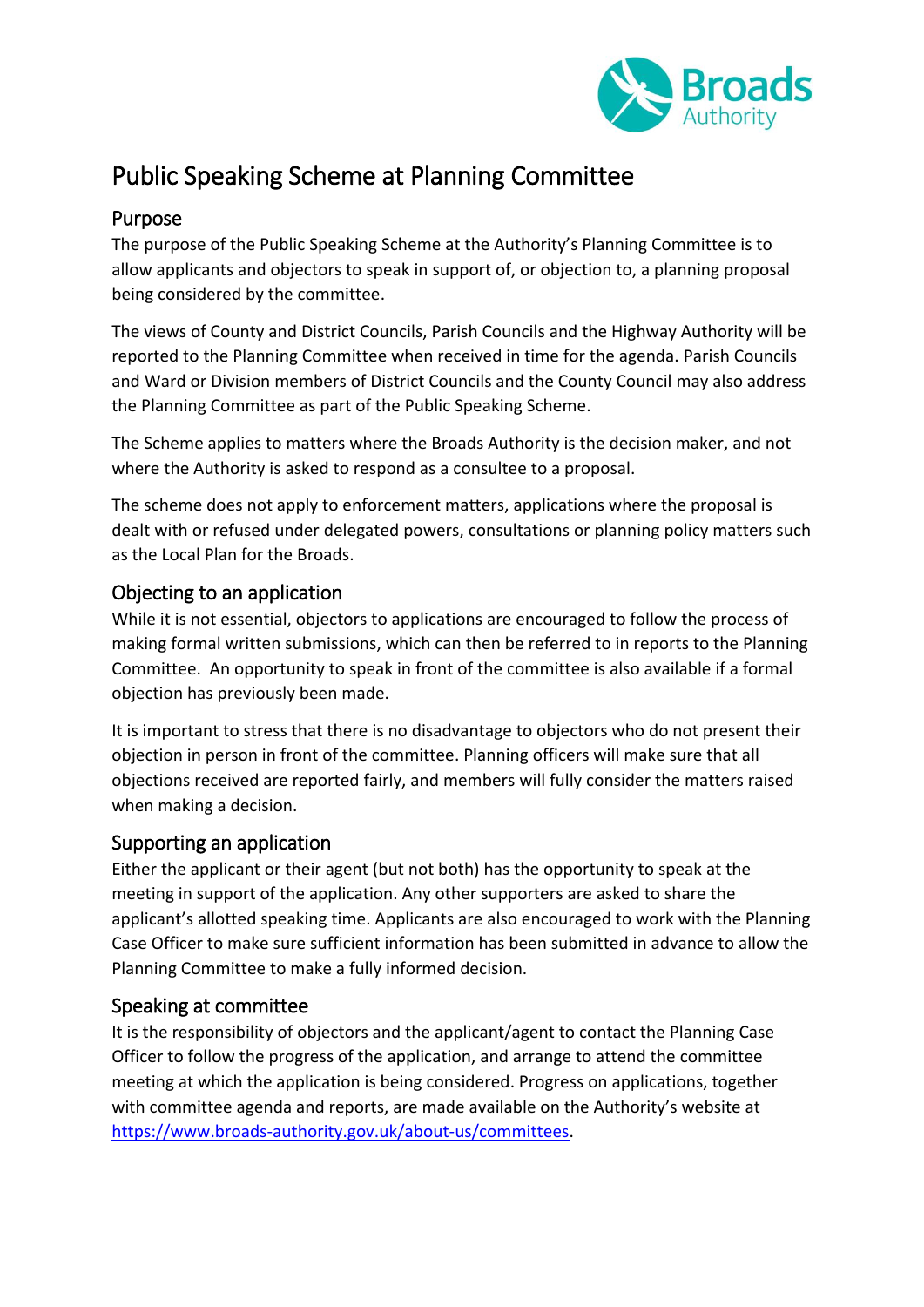# Public Speaking Scheme at Planning Committee

## Purpose

The purpose of the Public Speaking Scheme at the Authority's Planning Committee is to allow applicants and objectors to speak in support of, or objection to, a planning proposal being considered by the committee.

The views of County and District Councils, Parish Councils and the Highway Authority will be reported to the Planning Committee when received in time for the agenda. Parish Councils and Ward or Division members of District Councils and the County Council may also address the Planning Committee as part of the Public Speaking Scheme.

The Scheme applies to matters where the Broads Authority is the decision maker, and not where the Authority is asked to respond as a consultee to a proposal.

The scheme does not apply to enforcement matters, applications where the proposal is dealt with or refused under delegated powers, consultations or planning policy matters such as the Local Plan for the Broads.

## Objecting to an application

While it is not essential, objectors to applications are encouraged to follow the process of making formal written submissions, which can then be referred to in reports to the Planning Committee. An opportunity to speak in front of the committee is also available if a formal objection has previously been made.

It is important to stress that there is no disadvantage to objectors who do not present their objection in person in front of the committee. Planning officers will make sure that all objections received are reported fairly, and members will fully consider the matters raised when making a decision.

## Supporting an application

Either the applicant or their agent (but not both) has the opportunity to speak at the meeting in support of the application. Any other supporters are asked to share the applicant's allotted speaking time. Applicants are also encouraged to work with the Planning Case Officer to make sure sufficient information has been submitted in advance to allow the Planning Committee to make a fully informed decision.

## Speaking at committee

It is the responsibility of objectors and the applicant/agent to contact the Planning Case Officer to follow the progress of the application, and arrange to attend the committee meeting at which the application is being considered. Progress on applications, together with committee agenda and reports, are made available on the Authority's website at [https://www.broads-authority.gov.uk/about-us/committees](https://www.broads-authority.gov.uk/about-us/committees).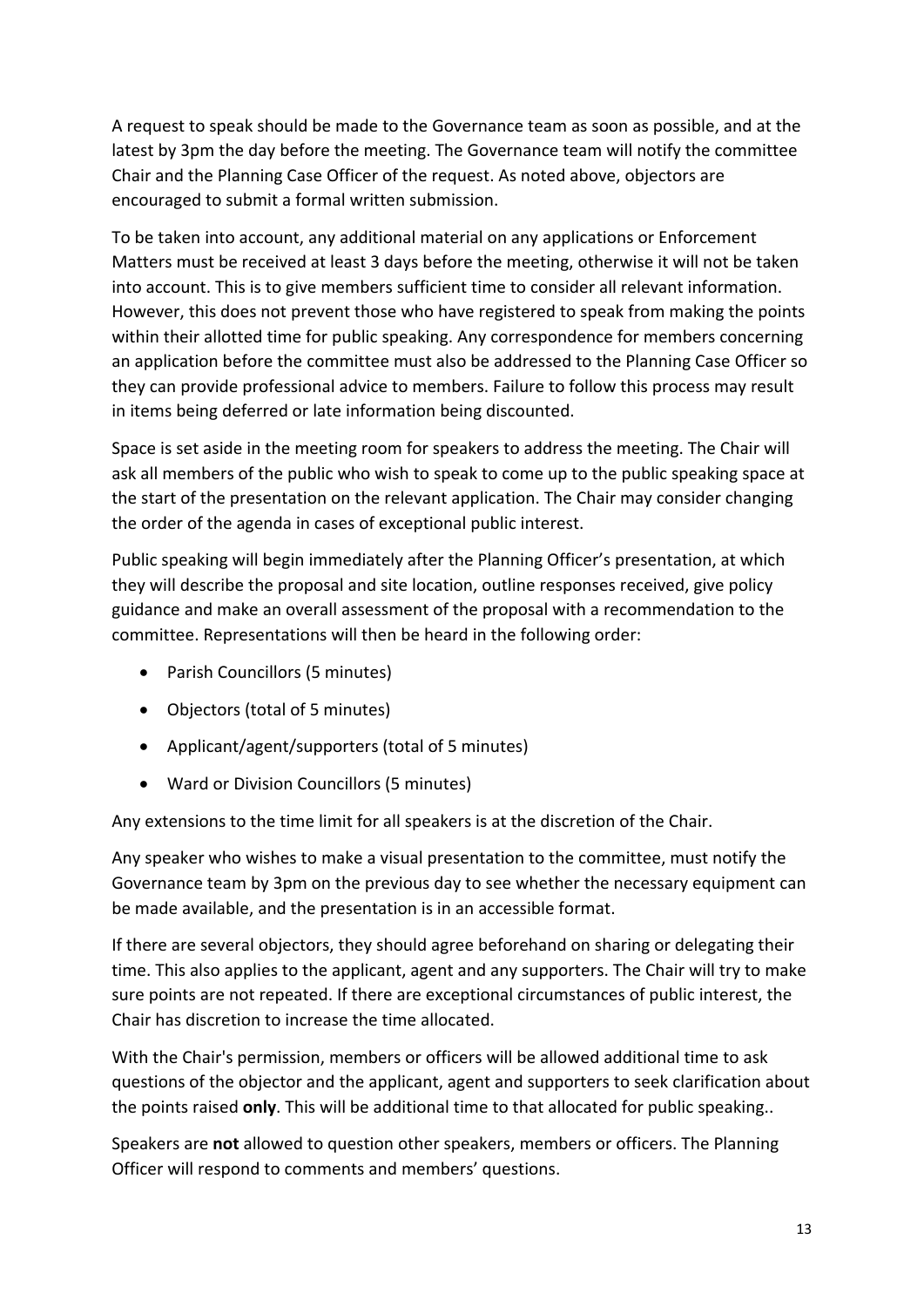A request to speak should be made to the Governance team as soon as possible, and at the latest by 3pm the day before the meeting. The Governance team will notify the committee Chair and the Planning Case Officer of the request. As noted above, objectors are encouraged to submit a formal written submission.

To be taken into account, any additional material on any applications or Enforcement Matters must be received at least 3 days before the meeting, otherwise it will not be taken into account. This is to give members sufficient time to consider all relevant information. However, this does not prevent those who have registered to speak from making the points within their allotted time for public speaking. Any correspondence for members concerning an application before the committee must also be addressed to the Planning Case Officer so they can provide professional advice to members. Failure to follow this process may result in items being deferred or late information being discounted.

Space is set aside in the meeting room for speakers to address the meeting. The Chair will ask all members of the public who wish to speak to come up to the public speaking space at the start of the presentation on the relevant application. The Chair may consider changing the order of the agenda in cases of exceptional public interest.

Public speaking will begin immediately after the Planning Officer's presentation, at which they will describe the proposal and site location, outline responses received, give policy guidance and make an overall assessment of the proposal with a recommendation to the committee. Representations will then be heard in the following order:

- Parish Councillors (5 minutes)
- Objectors (total of 5 minutes)
- Applicant/agent/supporters (total of 5 minutes)
- Ward or Division Councillors (5 minutes)

Any extensions to the time limit for all speakers is at the discretion of the Chair.

Any speaker who wishes to make a visual presentation to the committee, must notify the Governance team by 3pm on the previous day to see whether the necessary equipment can be made available, and the presentation is in an accessible format.

If there are several objectors, they should agree beforehand on sharing or delegating their time. This also applies to the applicant, agent and any supporters. The Chair will try to make sure points are not repeated. If there are exceptional circumstances of public interest, the Chair has discretion to increase the time allocated.

With the Chair's permission, members or officers will be allowed additional time to ask questions of the objector and the applicant, agent and supporters to seek clarification about the points raised **only**. This will be additional time to that allocated for public speaking..

Speakers are **not** allowed to question other speakers, members or officers. The Planning Officer will respond to comments and members' questions.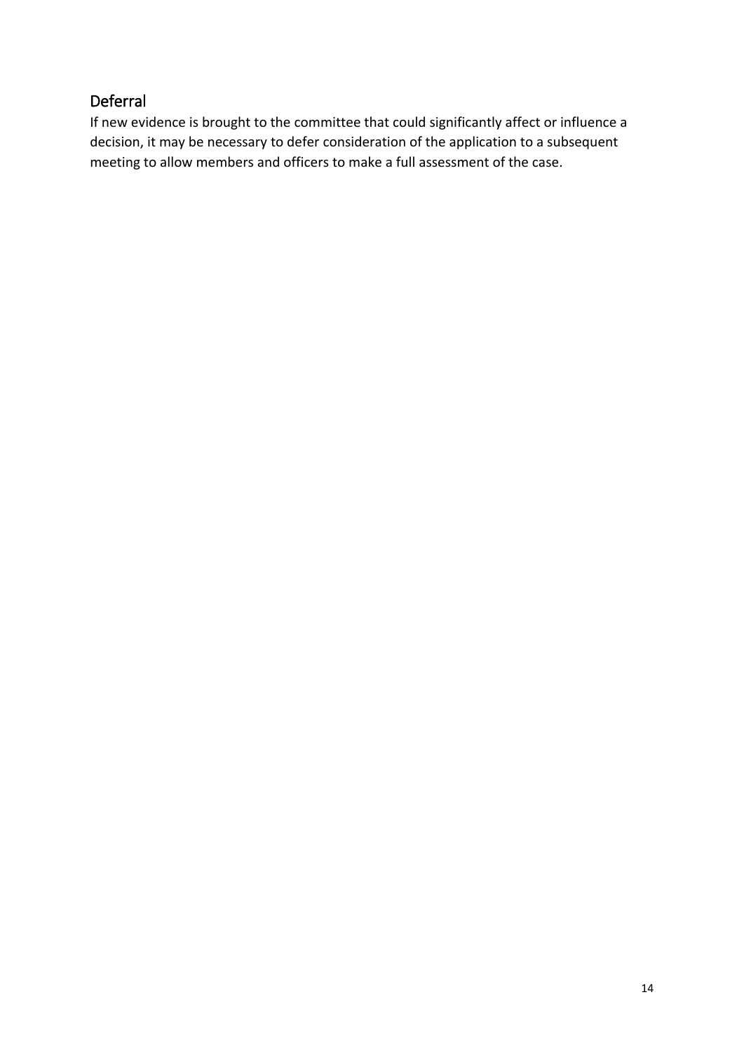## Deferral

If new evidence is brought to the committee that could significantly affect or influence a decision, it may be necessary to defer consideration of the application to a subsequent meeting to allow members and officers to make a full assessment of the case.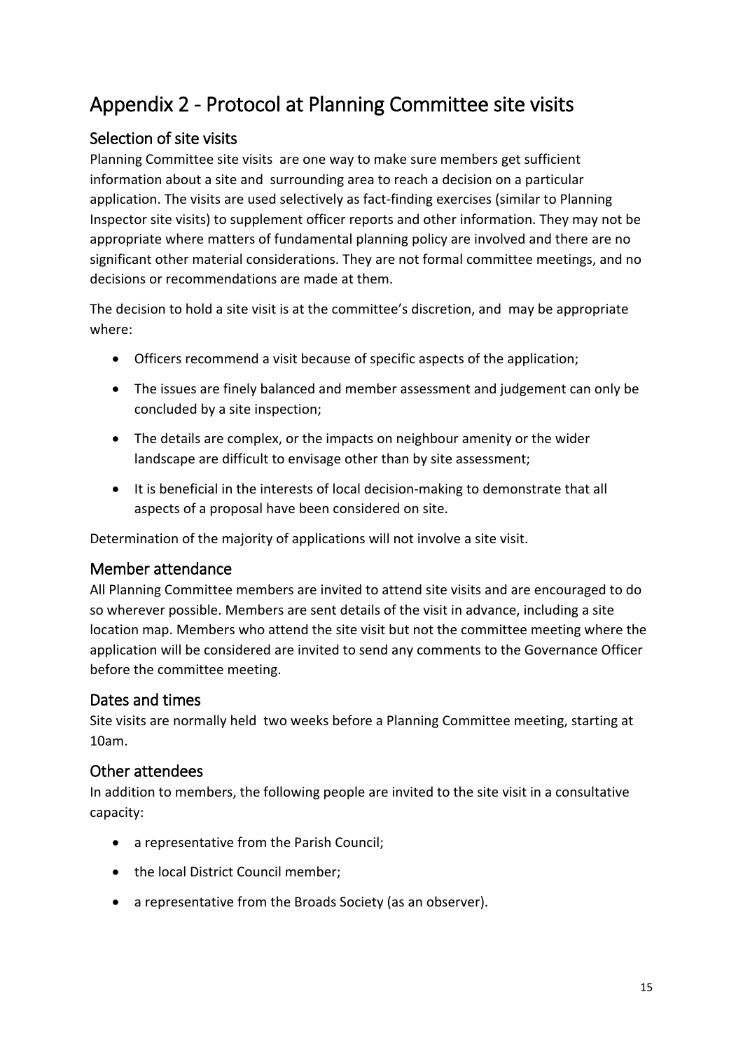# Appendix 2 - Protocol at Planning Committee site visits

## Selection of site visits

Planning Committee site visits are one way to make sure members get sufficient information about a site and surrounding area to reach a decision on a particular application. The visits are used selectively as fact-finding exercises (similar to Planning Inspector site visits) to supplement officer reports and other information. They may not be appropriate where matters of fundamental planning policy are involved and there are no significant other material considerations. They are not formal committee meetings, and no decisions or recommendations are made at them.

The decision to hold a site visit is at the committee's discretion, and may be appropriate where:

- Officers recommend a visit because of specific aspects of the application;
- The issues are finely balanced and member assessment and judgement can only be concluded by a site inspection;
- The details are complex, or the impacts on neighbour amenity or the wider landscape are difficult to envisage other than by site assessment;
- It is beneficial in the interests of local decision-making to demonstrate that all aspects of a proposal have been considered on site.

Determination of the majority of applications will not involve a site visit.

## Member attendance

All Planning Committee members are invited to attend site visits and are encouraged to do so wherever possible. Members are sent details of the visit in advance, including a site location map. Members who attend the site visit but not the committee meeting where the application will be considered are invited to send any comments to the Governance Officer before the committee meeting.

## Dates and times

Site visits are normally held two weeks before a Planning Committee meeting, starting at 10am.

## Other attendees

In addition to members, the following people are invited to the site visit in a consultative capacity:

- a representative from the Parish Council;
- the local District Council member;
- a representative from the Broads Society (as an observer).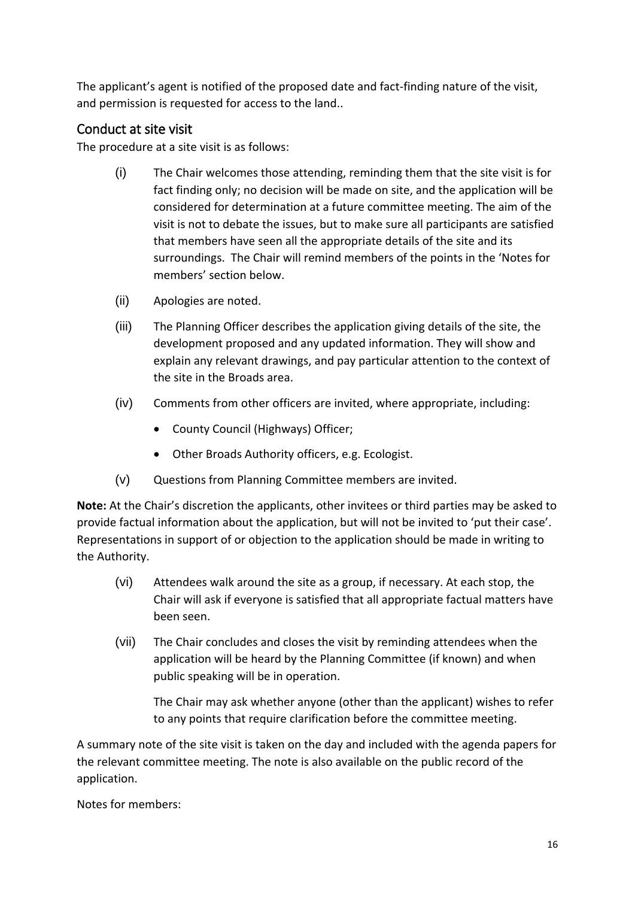The applicant's agent is notified of the proposed date and fact-finding nature of the visit, and permission is requested for access to the land..

## Conduct at site visit

The procedure at a site visit is as follows:

(i) The Chair welcomes those attending, reminding them that the site visit is for fact finding only; no decision will be made on site, and the application will be considered for determination at a future committee meeting. The aim of the visit is not to debate the issues, but to make sure all participants are satisfied that members have seen all the appropriate details of the site and its surroundings. The Chair will remind members of the points in the 'Notes for members' section below.

(ii) Apologies are noted.

(iii) The Planning Officer describes the application giving details of the site, the development proposed and any updated information. They will show and explain any relevant drawings, and pay particular attention to the context of the site in the Broads area.

(iv) Comments from other officers are invited, where appropriate, including:

- County Council (Highways) Officer;
- Other Broads Authority officers, e.g. Ecologist.

(v) Questions from Planning Committee members are invited.

**Note:** At the Chair's discretion the applicants, other invitees or third parties may be asked to provide factual information about the application, but will not be invited to 'put their case'. Representations in support of or objection to the application should be made in writing to the Authority.

(vi) Attendees walk around the site as a group, if necessary. At each stop, the Chair will ask if everyone is satisfied that all appropriate factual matters have been seen.

(vii) The Chair concludes and closes the visit by reminding attendees when the application will be heard by the Planning Committee (if known) and when public speaking will be in operation.

The Chair may ask whether anyone (other than the applicant) wishes to refer to any points that require clarification before the committee meeting.

A summary note of the site visit is taken on the day and included with the agenda papers for the relevant committee meeting. The note is also available on the public record of the application.

Notes for members: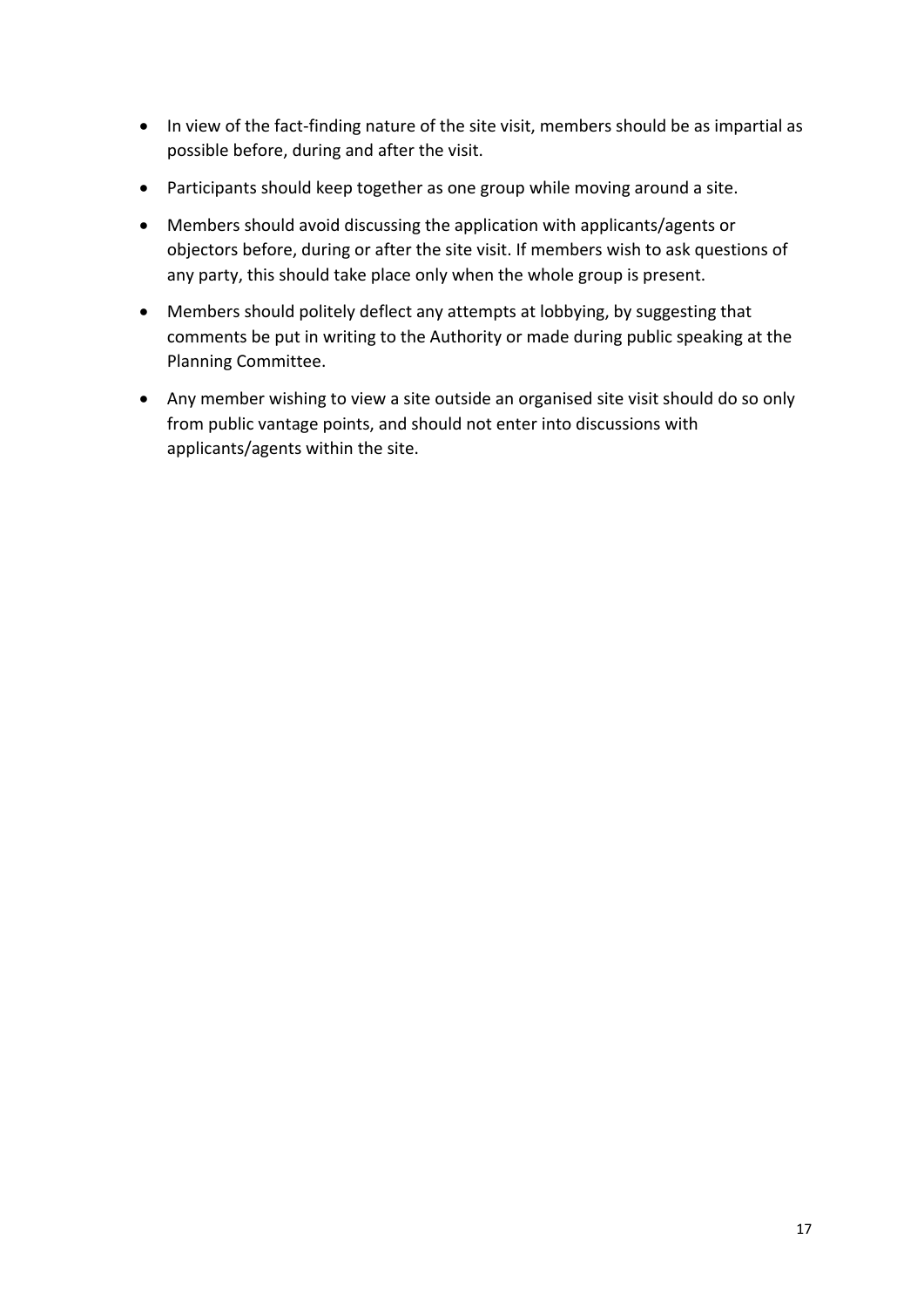- In view of the fact-finding nature of the site visit, members should be as impartial as possible before, during and after the visit.
- Participants should keep together as one group while moving around a site.
- Members should avoid discussing the application with applicants/agents or objectors before, during or after the site visit. If members wish to ask questions of any party, this should take place only when the whole group is present.
- Members should politely deflect any attempts at lobbying, by suggesting that comments be put in writing to the Authority or made during public speaking at the Planning Committee.
- Any member wishing to view a site outside an organised site visit should do so only from public vantage points, and should not enter into discussions with applicants/agents within the site.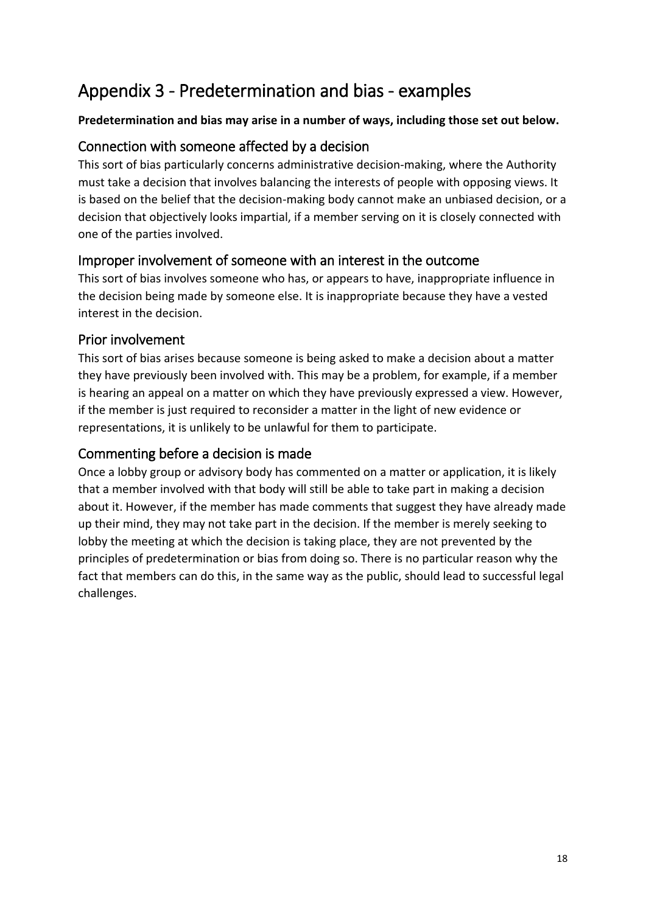# Appendix 3 - Predetermination and bias - examples

**Predetermination and bias may arise in a number of ways, including those set out below.**

## Connection with someone affected by a decision

This sort of bias particularly concerns administrative decision-making, where the Authority must take a decision that involves balancing the interests of people with opposing views. It is based on the belief that the decision-making body cannot make an unbiased decision, or a decision that objectively looks impartial, if a member serving on it is closely connected with one of the parties involved.

## Improper involvement of someone with an interest in the outcome

This sort of bias involves someone who has, or appears to have, inappropriate influence in the decision being made by someone else. It is inappropriate because they have a vested interest in the decision.

## Prior involvement

This sort of bias arises because someone is being asked to make a decision about a matter they have previously been involved with. This may be a problem, for example, if a member is hearing an appeal on a matter on which they have previously expressed a view. However, if the member is just required to reconsider a matter in the light of new evidence or representations, it is unlikely to be unlawful for them to participate.

## Commenting before a decision is made

Once a lobby group or advisory body has commented on a matter or application, it is likely that a member involved with that body will still be able to take part in making a decision about it. However, if the member has made comments that suggest they have already made up their mind, they may not take part in the decision. If the member is merely seeking to lobby the meeting at which the decision is taking place, they are not prevented by the principles of predetermination or bias from doing so. There is no particular reason why the fact that members can do this, in the same way as the public, should lead to successful legal challenges.